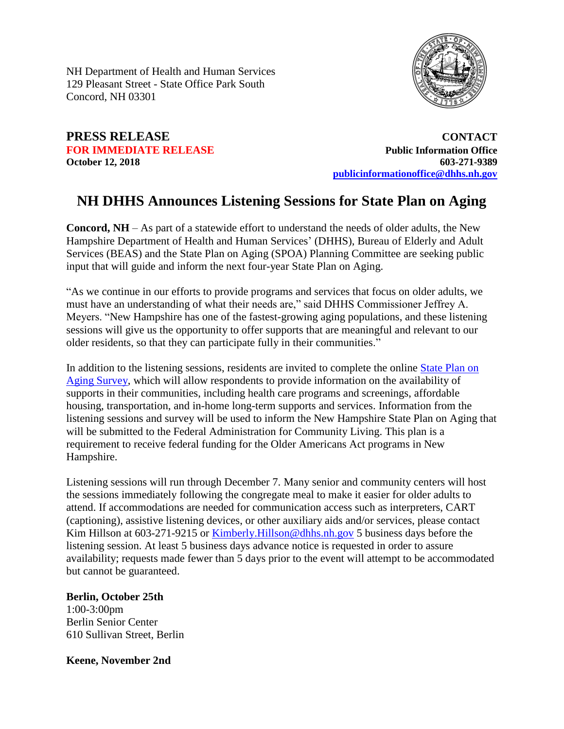NH Department of Health and Human Services
129 Pleasant Street - State Office Park South
Concord, NH 03301

**PRESS RELEASE**
**FOR IMMEDIATE RELEASE**
**October 12, 2018**

**CONTACT**
**Public Information Office**
**603-271-9389**
**publicinformationoffice@dhhs.nh.gov**

# NH DHHS Announces Listening Sessions for State Plan on Aging

**Concord, NH** – As part of a statewide effort to understand the needs of older adults, the New Hampshire Department of Health and Human Services' (DHHS), Bureau of Elderly and Adult Services (BEAS) and the State Plan on Aging (SPOA) Planning Committee are seeking public input that will guide and inform the next four-year State Plan on Aging.

"As we continue in our efforts to provide programs and services that focus on older adults, we must have an understanding of what their needs are," said DHHS Commissioner Jeffrey A. Meyers. "New Hampshire has one of the fastest-growing aging populations, and these listening sessions will give us the opportunity to offer supports that are meaningful and relevant to our older residents, so that they can participate fully in their communities."

In addition to the listening sessions, residents are invited to complete the online State Plan on Aging Survey, which will allow respondents to provide information on the availability of supports in their communities, including health care programs and screenings, affordable housing, transportation, and in-home long-term supports and services. Information from the listening sessions and survey will be used to inform the New Hampshire State Plan on Aging that will be submitted to the Federal Administration for Community Living. This plan is a requirement to receive federal funding for the Older Americans Act programs in New Hampshire.

Listening sessions will run through December 7. Many senior and community centers will host the sessions immediately following the congregate meal to make it easier for older adults to attend. If accommodations are needed for communication access such as interpreters, CART (captioning), assistive listening devices, or other auxiliary aids and/or services, please contact Kim Hillson at 603-271-9215 or Kimberly.Hillson@dhhs.nh.gov 5 business days before the listening session. At least 5 business days advance notice is requested in order to assure availability; requests made fewer than 5 days prior to the event will attempt to be accommodated but cannot be guaranteed.

**Berlin, October 25th**
1:00-3:00pm
Berlin Senior Center
610 Sullivan Street, Berlin

**Keene, November 2nd**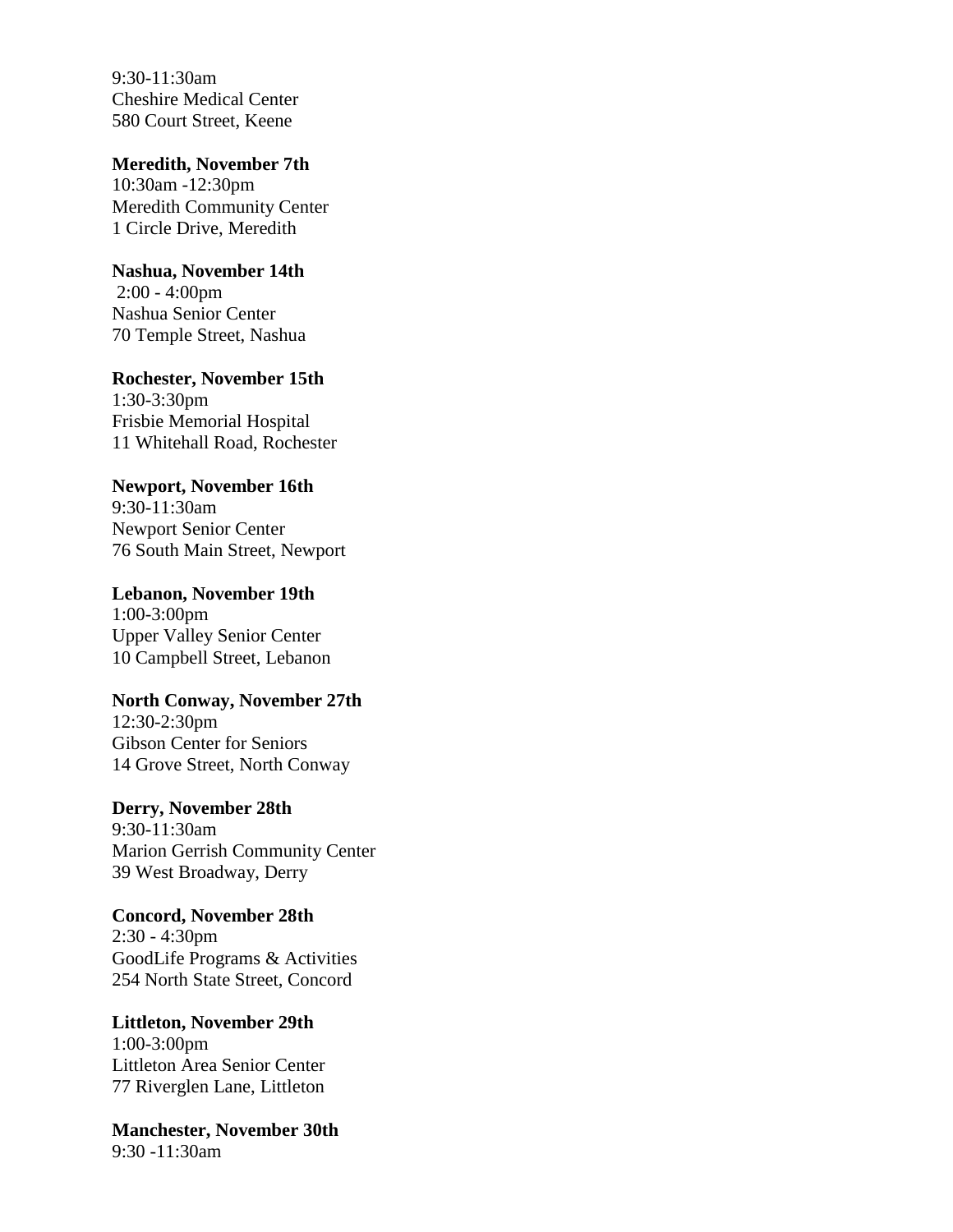9:30-11:30am
Cheshire Medical Center
580 Court Street, Keene

**Meredith, November 7th**
10:30am -12:30pm
Meredith Community Center
1 Circle Drive, Meredith

**Nashua, November 14th**
2:00 - 4:00pm
Nashua Senior Center
70 Temple Street, Nashua

**Rochester, November 15th**
1:30-3:30pm
Frisbie Memorial Hospital
11 Whitehall Road, Rochester

**Newport, November 16th**
9:30-11:30am
Newport Senior Center
76 South Main Street, Newport

**Lebanon, November 19th**
1:00-3:00pm
Upper Valley Senior Center
10 Campbell Street, Lebanon

**North Conway, November 27th**
12:30-2:30pm
Gibson Center for Seniors
14 Grove Street, North Conway

**Derry, November 28th**
9:30-11:30am
Marion Gerrish Community Center
39 West Broadway, Derry

**Concord, November 28th**
2:30 - 4:30pm
GoodLife Programs & Activities
254 North State Street, Concord

**Littleton, November 29th**
1:00-3:00pm
Littleton Area Senior Center
77 Riverglen Lane, Littleton

**Manchester, November 30th**
9:30 -11:30am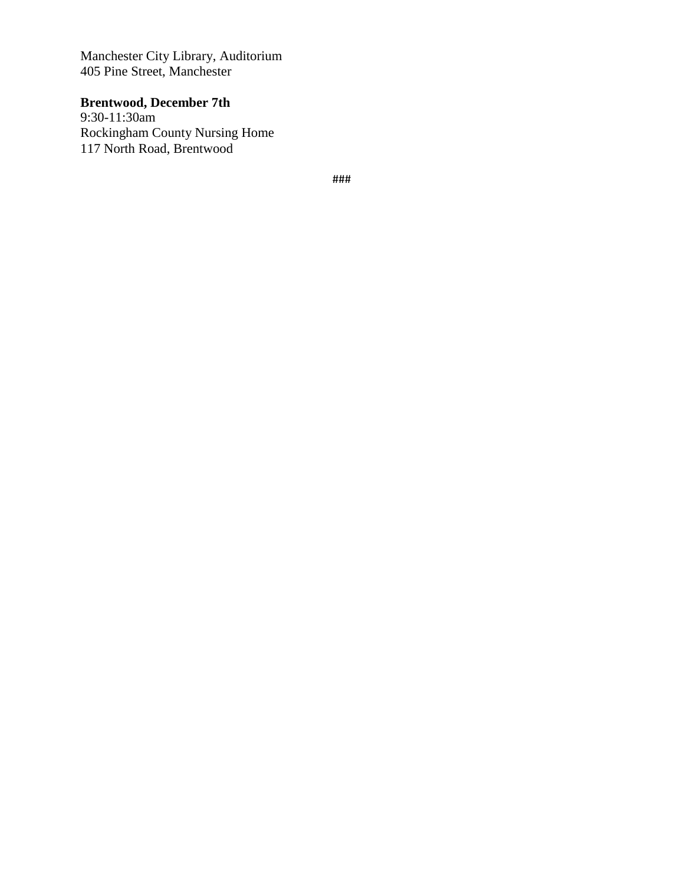Manchester City Library, Auditorium
405 Pine Street, Manchester

**Brentwood, December 7th**
9:30-11:30am
Rockingham County Nursing Home
117 North Road, Brentwood

###